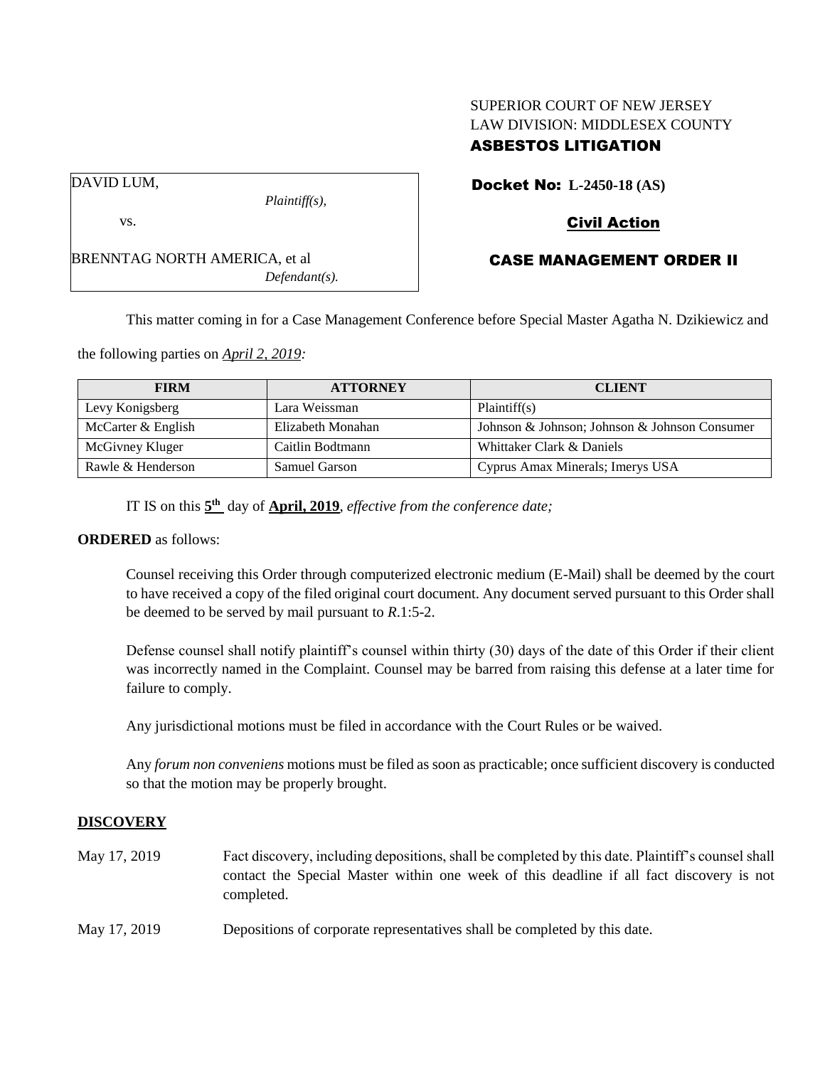SUPERIOR COURT OF NEW JERSEY
LAW DIVISION: MIDDLESEX COUNTY
**ASBESTOS LITIGATION**

| DAVID LUM, *Plaintiff(s),* vs. BRENNTAG NORTH AMERICA, et al *Defendant(s).* |
|---|

**Docket No: L-2450-18 (AS)**

**Civil Action**

**CASE MANAGEMENT ORDER II**

This matter coming in for a Case Management Conference before Special Master Agatha N. Dzikiewicz and the following parties on *April 2, 2019:*

| FIRM | ATTORNEY | CLIENT |
|---|---|---|
| Levy Konigsberg | Lara Weissman | Plaintiff(s) |
| McCarter & English | Elizabeth Monahan | Johnson & Johnson; Johnson & Johnson Consumer |
| McGivney Kluger | Caitlin Bodtmann | Whittaker Clark & Daniels |
| Rawle & Henderson | Samuel Garson | Cyprus Amax Minerals; Imerys USA |

IT IS on this **5th** day of **April, 2019**, *effective from the conference date;*

**ORDERED** as follows:

Counsel receiving this Order through computerized electronic medium (E-Mail) shall be deemed by the court to have received a copy of the filed original court document. Any document served pursuant to this Order shall be deemed to be served by mail pursuant to *R*.1:5-2.

Defense counsel shall notify plaintiff's counsel within thirty (30) days of the date of this Order if their client was incorrectly named in the Complaint. Counsel may be barred from raising this defense at a later time for failure to comply.

Any jurisdictional motions must be filed in accordance with the Court Rules or be waived.

Any *forum non conveniens* motions must be filed as soon as practicable; once sufficient discovery is conducted so that the motion may be properly brought.

**DISCOVERY**

May 17, 2019 — Fact discovery, including depositions, shall be completed by this date. Plaintiff's counsel shall contact the Special Master within one week of this deadline if all fact discovery is not completed.

May 17, 2019 — Depositions of corporate representatives shall be completed by this date.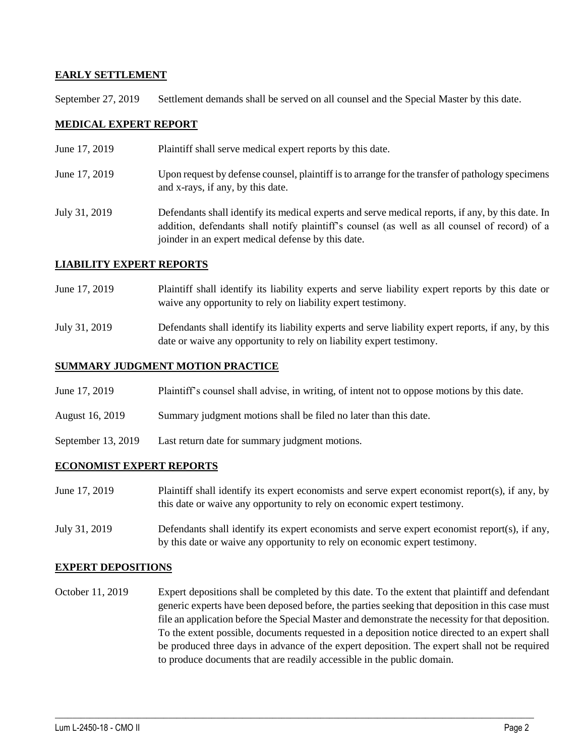**EARLY SETTLEMENT**

September 27, 2019 Settlement demands shall be served on all counsel and the Special Master by this date.

**MEDICAL EXPERT REPORT**

June 17, 2019 Plaintiff shall serve medical expert reports by this date.

June 17, 2019 Upon request by defense counsel, plaintiff is to arrange for the transfer of pathology specimens and x-rays, if any, by this date.

July 31, 2019 Defendants shall identify its medical experts and serve medical reports, if any, by this date. In addition, defendants shall notify plaintiff's counsel (as well as all counsel of record) of a joinder in an expert medical defense by this date.

**LIABILITY EXPERT REPORTS**

June 17, 2019 Plaintiff shall identify its liability experts and serve liability expert reports by this date or waive any opportunity to rely on liability expert testimony.

July 31, 2019 Defendants shall identify its liability experts and serve liability expert reports, if any, by this date or waive any opportunity to rely on liability expert testimony.

**SUMMARY JUDGMENT MOTION PRACTICE**

June 17, 2019 Plaintiff's counsel shall advise, in writing, of intent not to oppose motions by this date.

August 16, 2019 Summary judgment motions shall be filed no later than this date.

September 13, 2019 Last return date for summary judgment motions.

**ECONOMIST EXPERT REPORTS**

June 17, 2019 Plaintiff shall identify its expert economists and serve expert economist report(s), if any, by this date or waive any opportunity to rely on economic expert testimony.

July 31, 2019 Defendants shall identify its expert economists and serve expert economist report(s), if any, by this date or waive any opportunity to rely on economic expert testimony.

**EXPERT DEPOSITIONS**

October 11, 2019 Expert depositions shall be completed by this date. To the extent that plaintiff and defendant generic experts have been deposed before, the parties seeking that deposition in this case must file an application before the Special Master and demonstrate the necessity for that deposition. To the extent possible, documents requested in a deposition notice directed to an expert shall be produced three days in advance of the expert deposition. The expert shall not be required to produce documents that are readily accessible in the public domain.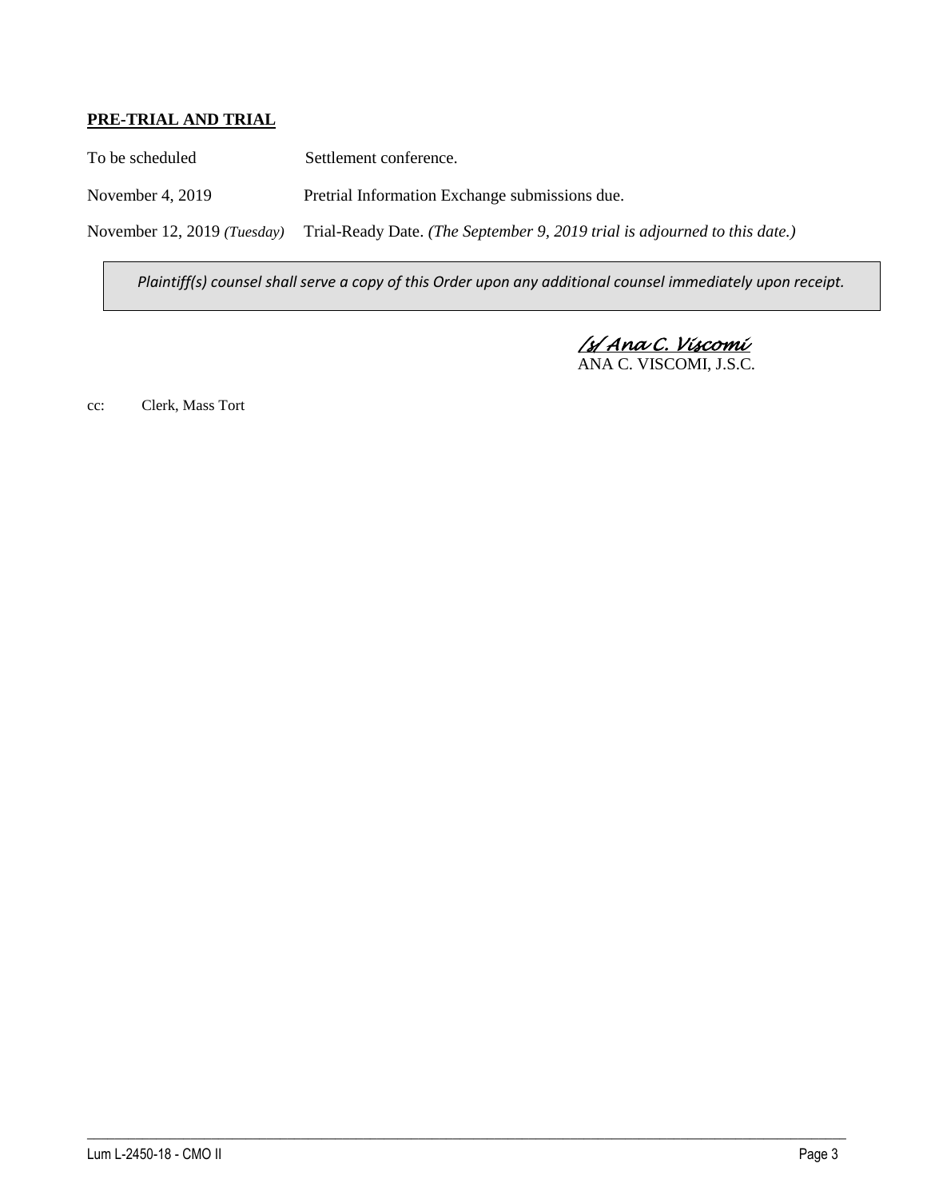**PRE-TRIAL AND TRIAL**

| | |
|---|---|
| To be scheduled | Settlement conference. |
| November 4, 2019 | Pretrial Information Exchange submissions due. |
| November 12, 2019 *(Tuesday)* | Trial-Ready Date. *(The September 9, 2019 trial is adjourned to this date.)* |

*Plaintiff(s) counsel shall serve a copy of this Order upon any additional counsel immediately upon receipt.*

/s/ Ana C. Viscomi
ANA C. VISCOMI, J.S.C.

cc: Clerk, Mass Tort